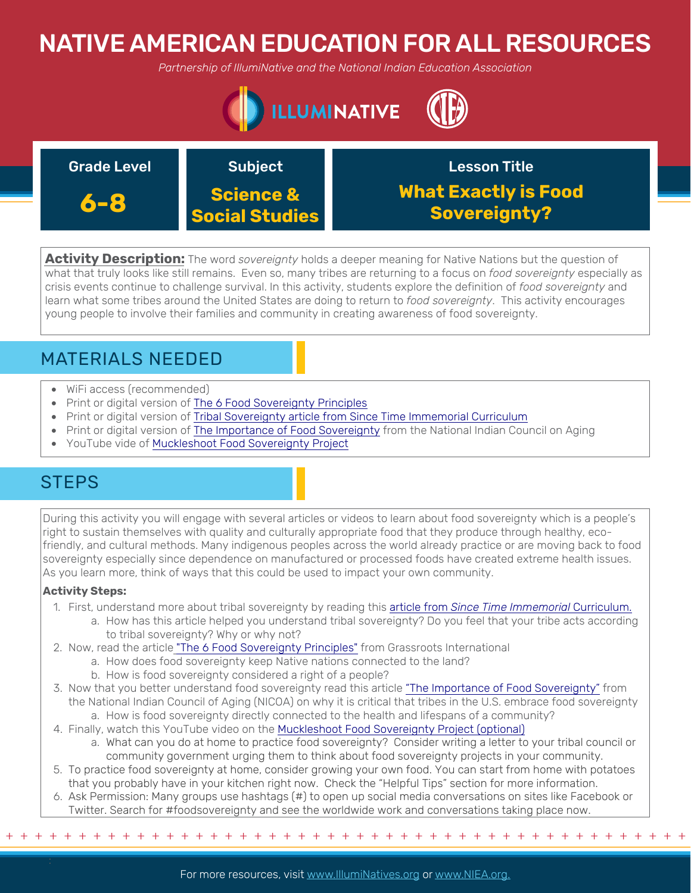# NATIVE AMERICAN EDUCATION FOR ALL RESOURCES

*Partnership of IllumiNative and the National Indian Education Association*

| Grade Level | Subject | Lesson Title |
|---|---|---|
| **6-8** | **Science & Social Studies** | **What Exactly is Food Sovereignty?** |

**Activity Description:** The word *sovereignty* holds a deeper meaning for Native Nations but the question of what that truly looks like still remains. Even so, many tribes are returning to a focus on *food sovereignty* especially as crisis events continue to challenge survival. In this activity, students explore the definition of *food sovereignty* and learn what some tribes around the United States are doing to return to *food sovereignty*. This activity encourages young people to involve their families and community in creating awareness of food sovereignty.

## MATERIALS NEEDED

- WiFi access (recommended)
- Print or digital version of The 6 Food Sovereignty Principles
- Print or digital version of Tribal Sovereignty article from Since Time Immemorial Curriculum
- Print or digital version of The Importance of Food Sovereignty from the National Indian Council on Aging
- YouTube vide of Muckleshoot Food Sovereignty Project

## STEPS

During this activity you will engage with several articles or videos to learn about food sovereignty which is a people's right to sustain themselves with quality and culturally appropriate food that they produce through healthy, eco-friendly, and cultural methods. Many indigenous peoples across the world already practice or are moving back to food sovereignty especially since dependence on manufactured or processed foods have created extreme health issues. As you learn more, think of ways that this could be used to impact your own community.

**Activity Steps:**

1. First, understand more about tribal sovereignty by reading this article from *Since Time Immemorial* Curriculum.
   a. How has this article helped you understand tribal sovereignty? Do you feel that your tribe acts according to tribal sovereignty? Why or why not?
2. Now, read the article "The 6 Food Sovereignty Principles" from Grassroots International
   a. How does food sovereignty keep Native nations connected to the land?
   b. How is food sovereignty considered a right of a people?
3. Now that you better understand food sovereignty read this article "The Importance of Food Sovereignty" from the National Indian Council of Aging (NICOA) on why it is critical that tribes in the U.S. embrace food sovereignty
   a. How is food sovereignty directly connected to the health and lifespans of a community?
4. Finally, watch this YouTube video on the Muckleshoot Food Sovereignty Project (optional)
   a. What can you do at home to practice food sovereignty? Consider writing a letter to your tribal council or community government urging them to think about food sovereignty projects in your community.
5. To practice food sovereignty at home, consider growing your own food. You can start from home with potatoes that you probably have in your kitchen right now. Check the "Helpful Tips" section for more information.
6. Ask Permission: Many groups use hashtags (#) to open up social media conversations on sites like Facebook or Twitter. Search for #foodsovereignty and see the worldwide work and conversations taking place now.

For more resources, visit www.IllumiNatives.org or www.NIEA.org.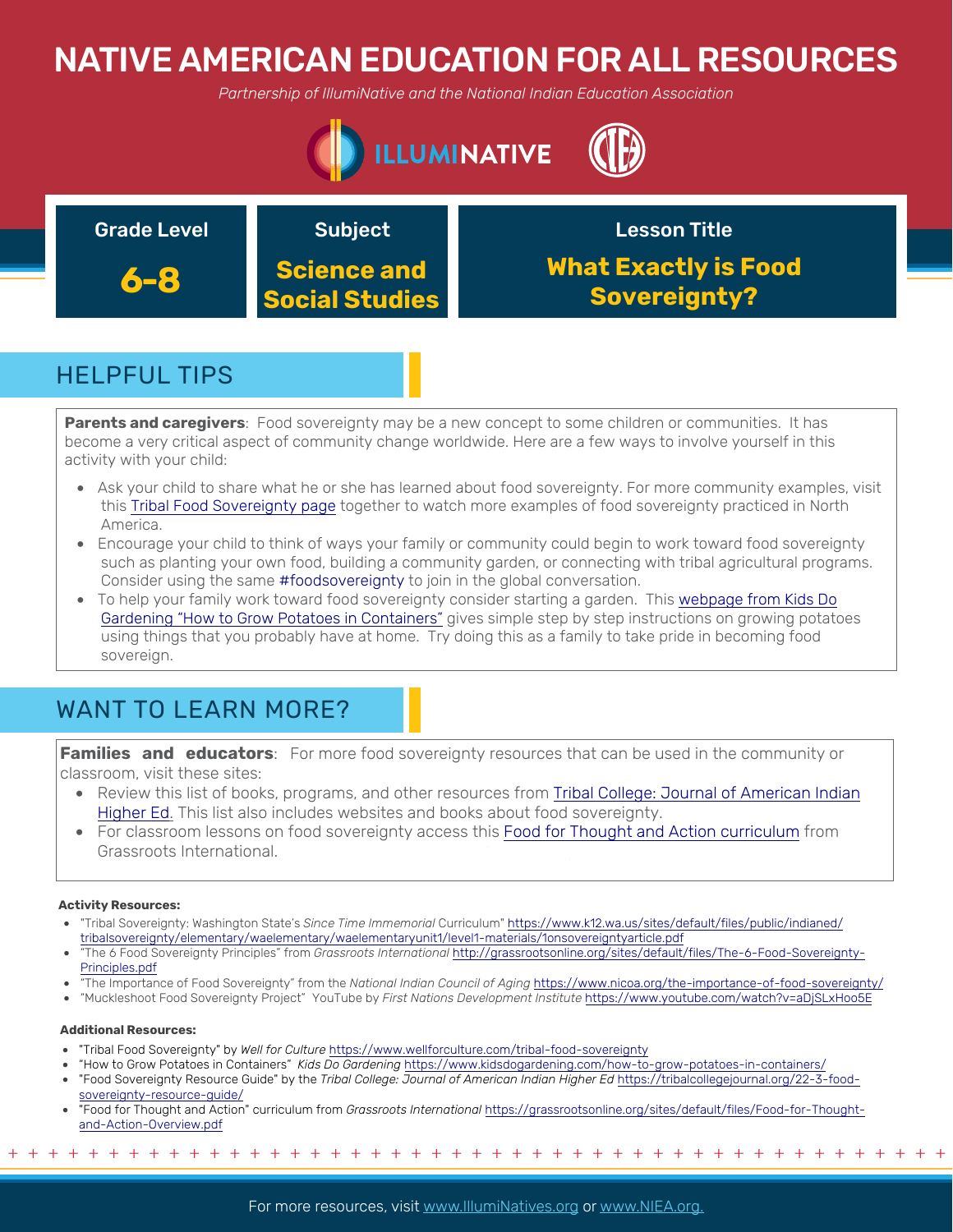# NATIVE AMERICAN EDUCATION FOR ALL RESOURCES

*Partnership of IllumiNative and the National Indian Education Association*

| Grade Level | Subject | Lesson Title |
|---|---|---|
| **6-8** | **Science and Social Studies** | **What Exactly is Food Sovereignty?** |

## HELPFUL TIPS

**Parents and caregivers**: Food sovereignty may be a new concept to some children or communities. It has become a very critical aspect of community change worldwide. Here are a few ways to involve yourself in this activity with your child:

- Ask your child to share what he or she has learned about food sovereignty. For more community examples, visit this Tribal Food Sovereignty page together to watch more examples of food sovereignty practiced in North America.
- Encourage your child to think of ways your family or community could begin to work toward food sovereignty such as planting your own food, building a community garden, or connecting with tribal agricultural programs. Consider using the same #foodsovereignty to join in the global conversation.
- To help your family work toward food sovereignty consider starting a garden. This webpage from Kids Do Gardening "How to Grow Potatoes in Containers" gives simple step by step instructions on growing potatoes using things that you probably have at home. Try doing this as a family to take pride in becoming food sovereign.

## WANT TO LEARN MORE?

**Families and educators**: For more food sovereignty resources that can be used in the community or classroom, visit these sites:

- Review this list of books, programs, and other resources from Tribal College: Journal of American Indian Higher Ed. This list also includes websites and books about food sovereignty.
- For classroom lessons on food sovereignty access this Food for Thought and Action curriculum from Grassroots International.

**Activity Resources:**

- "Tribal Sovereignty: Washington State's *Since Time Immemorial* Curriculum" https://www.k12.wa.us/sites/default/files/public/indianed/tribalsovereignty/elementary/waelementary/waelementaryunit1/level1-materials/1onsovereigntyarticle.pdf
- "The 6 Food Sovereignty Principles" from *Grassroots International* http://grassrootsonline.org/sites/default/files/The-6-Food-Sovereignty-Principles.pdf
- "The Importance of Food Sovereignty" from the *National Indian Council of Aging* https://www.nicoa.org/the-importance-of-food-sovereignty/
- "Muckleshoot Food Sovereignty Project" YouTube by *First Nations Development Institute* https://www.youtube.com/watch?v=aDjSLxHoo5E

**Additional Resources:**

- "Tribal Food Sovereignty" by *Well for Culture* https://www.wellforculture.com/tribal-food-sovereignty
- "How to Grow Potatoes in Containers" *Kids Do Gardening* https://www.kidsdogardening.com/how-to-grow-potatoes-in-containers/
- "Food Sovereignty Resource Guide" by the *Tribal College: Journal of American Indian Higher Ed* https://tribalcollegejournal.org/22-3-food-sovereignty-resource-guide/
- "Food for Thought and Action" curriculum from *Grassroots International* https://grassrootsonline.org/sites/default/files/Food-for-Thought-and-Action-Overview.pdf

For more resources, visit www.IllumiNatives.org or www.NIEA.org.